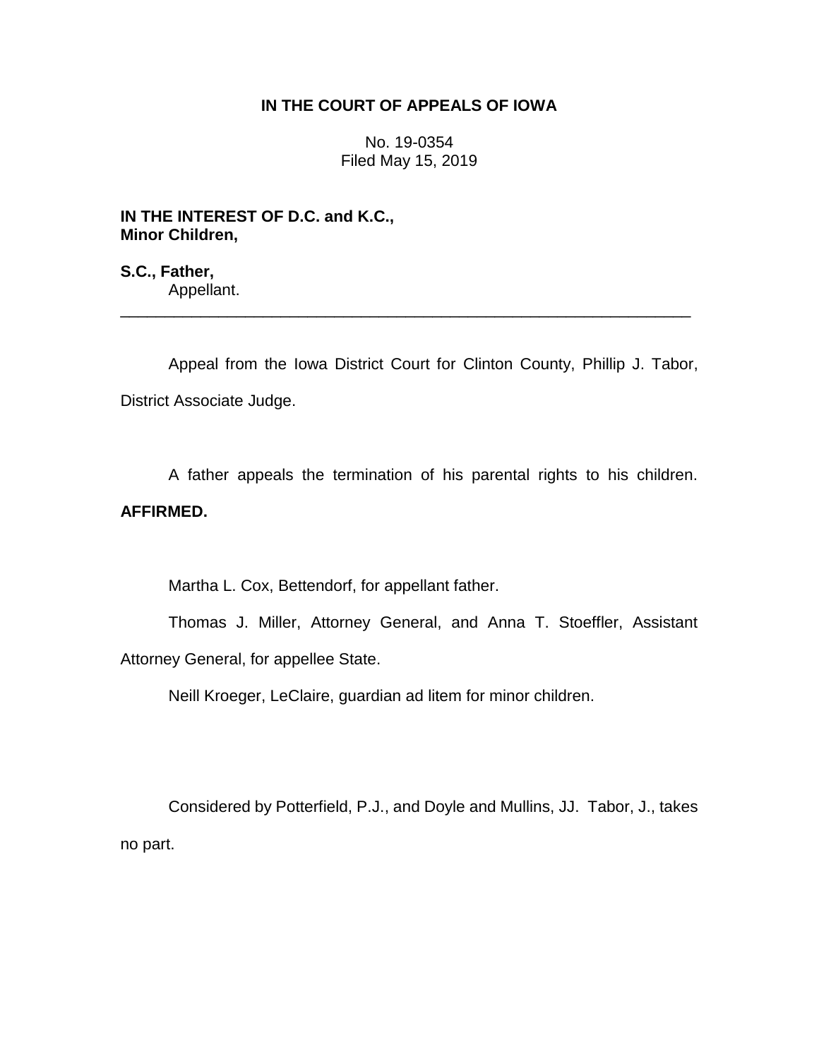**IN THE COURT OF APPEALS OF IOWA**

No. 19-0354
Filed May 15, 2019

**IN THE INTEREST OF D.C. and K.C., Minor Children,**

**S.C., Father,**
Appellant.

---

Appeal from the Iowa District Court for Clinton County, Phillip J. Tabor, District Associate Judge.

A father appeals the termination of his parental rights to his children. **AFFIRMED.**

Martha L. Cox, Bettendorf, for appellant father.

Thomas J. Miller, Attorney General, and Anna T. Stoeffler, Assistant Attorney General, for appellee State.

Neill Kroeger, LeClaire, guardian ad litem for minor children.

Considered by Potterfield, P.J., and Doyle and Mullins, JJ. Tabor, J., takes no part.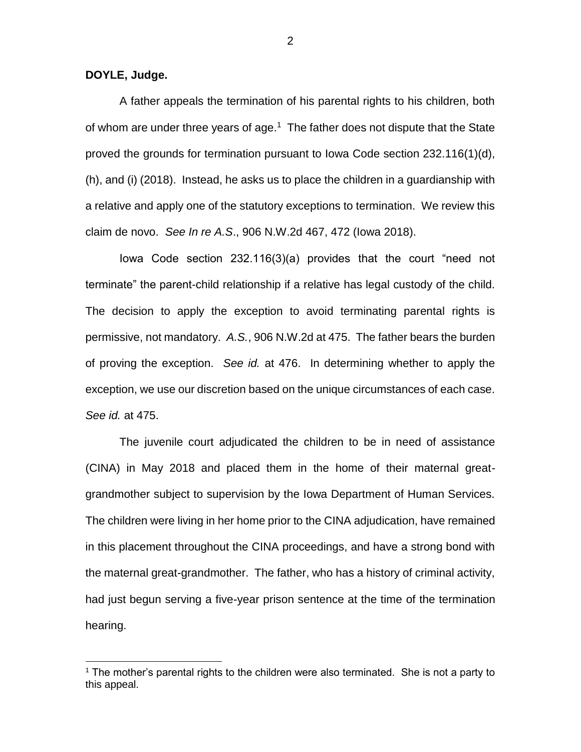**DOYLE, Judge.**

A father appeals the termination of his parental rights to his children, both of whom are under three years of age.[1] The father does not dispute that the State proved the grounds for termination pursuant to Iowa Code section 232.116(1)(d), (h), and (i) (2018). Instead, he asks us to place the children in a guardianship with a relative and apply one of the statutory exceptions to termination. We review this claim de novo. *See In re A.S*., 906 N.W.2d 467, 472 (Iowa 2018).

Iowa Code section 232.116(3)(a) provides that the court "need not terminate" the parent-child relationship if a relative has legal custody of the child. The decision to apply the exception to avoid terminating parental rights is permissive, not mandatory. *A.S.*, 906 N.W.2d at 475. The father bears the burden of proving the exception. *See id.* at 476. In determining whether to apply the exception, we use our discretion based on the unique circumstances of each case. *See id.* at 475.

The juvenile court adjudicated the children to be in need of assistance (CINA) in May 2018 and placed them in the home of their maternal great-grandmother subject to supervision by the Iowa Department of Human Services. The children were living in her home prior to the CINA adjudication, have remained in this placement throughout the CINA proceedings, and have a strong bond with the maternal great-grandmother. The father, who has a history of criminal activity, had just begun serving a five-year prison sentence at the time of the termination hearing.

[1] The mother's parental rights to the children were also terminated. She is not a party to this appeal.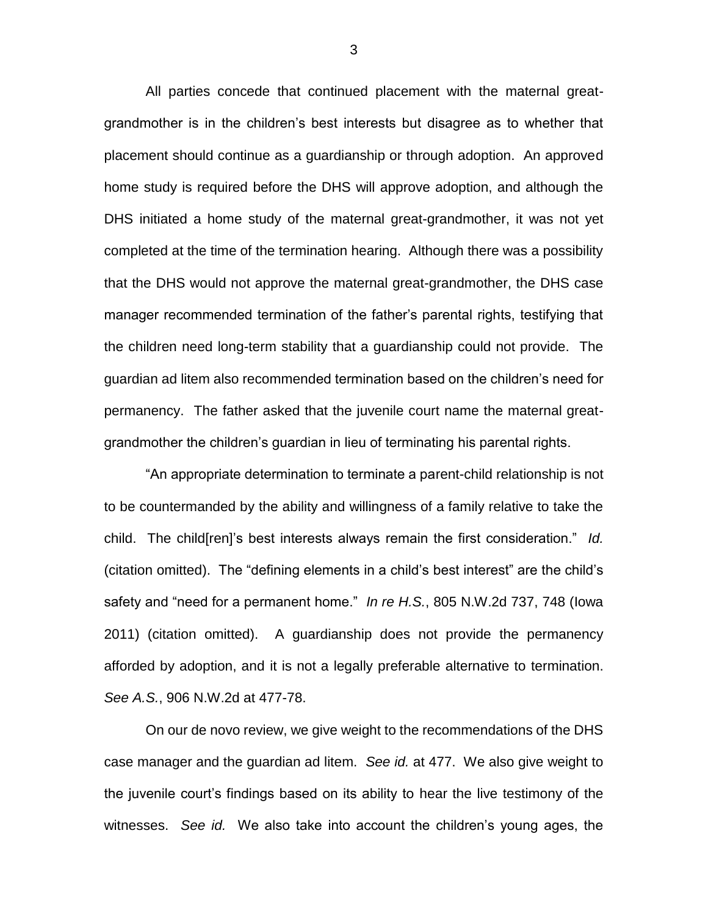All parties concede that continued placement with the maternal great-grandmother is in the children's best interests but disagree as to whether that placement should continue as a guardianship or through adoption. An approved home study is required before the DHS will approve adoption, and although the DHS initiated a home study of the maternal great-grandmother, it was not yet completed at the time of the termination hearing. Although there was a possibility that the DHS would not approve the maternal great-grandmother, the DHS case manager recommended termination of the father's parental rights, testifying that the children need long-term stability that a guardianship could not provide. The guardian ad litem also recommended termination based on the children's need for permanency. The father asked that the juvenile court name the maternal great-grandmother the children's guardian in lieu of terminating his parental rights.

"An appropriate determination to terminate a parent-child relationship is not to be countermanded by the ability and willingness of a family relative to take the child. The child[ren]'s best interests always remain the first consideration." *Id.* (citation omitted). The "defining elements in a child's best interest" are the child's safety and "need for a permanent home." *In re H.S.*, 805 N.W.2d 737, 748 (Iowa 2011) (citation omitted). A guardianship does not provide the permanency afforded by adoption, and it is not a legally preferable alternative to termination. *See A.S.*, 906 N.W.2d at 477-78.

On our de novo review, we give weight to the recommendations of the DHS case manager and the guardian ad litem. *See id.* at 477. We also give weight to the juvenile court's findings based on its ability to hear the live testimony of the witnesses. *See id.* We also take into account the children's young ages, the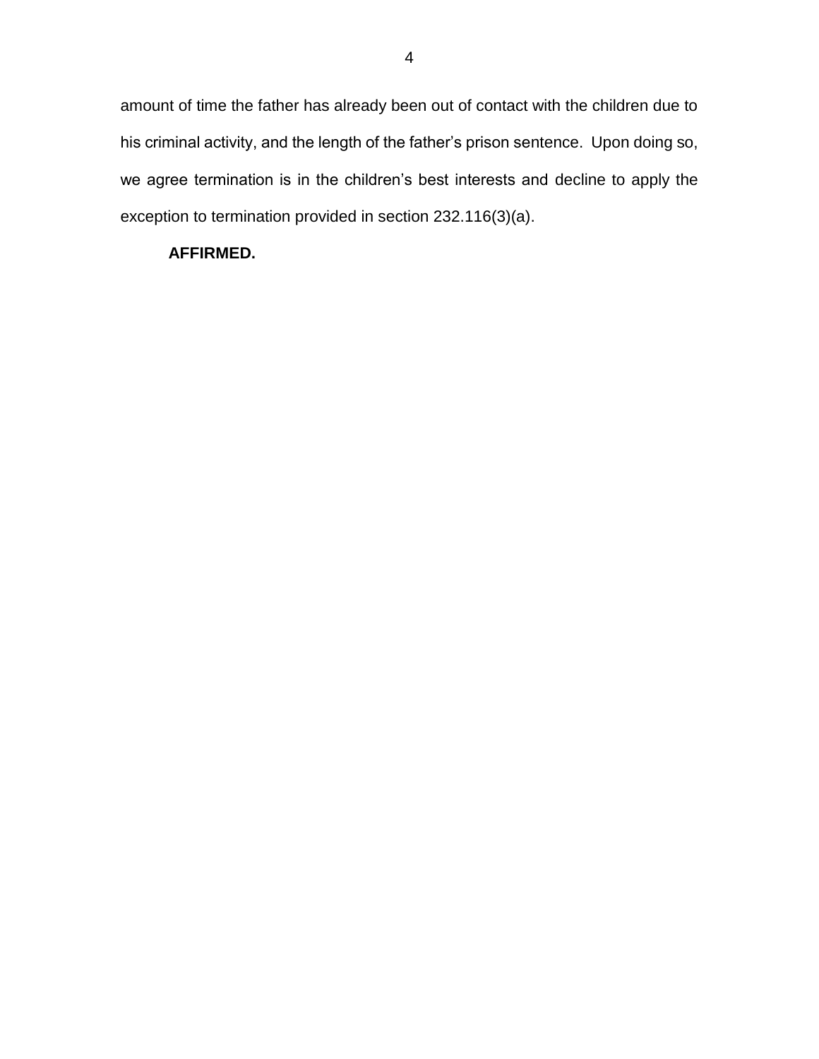amount of time the father has already been out of contact with the children due to his criminal activity, and the length of the father's prison sentence. Upon doing so, we agree termination is in the children's best interests and decline to apply the exception to termination provided in section 232.116(3)(a).

**AFFIRMED.**